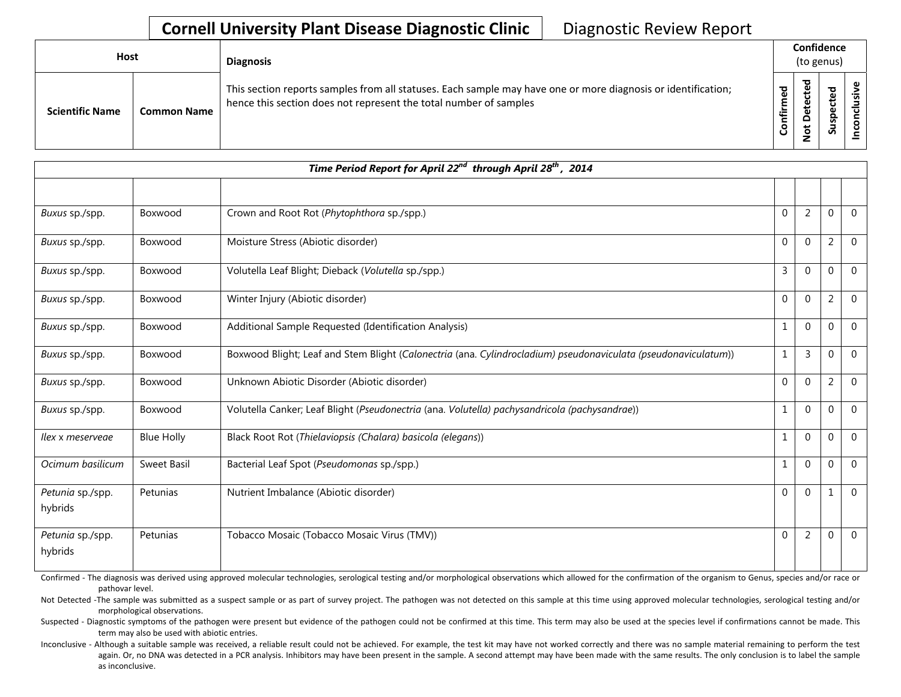# Cornell University Plant Disease Diagnostic Clinic

Diagnostic Review Report

| Host | | Diagnosis | Confidence (to genus) | | | |
|---|---|---|---|---|---|---|
| Scientific Name | Common Name | This section reports samples from all statuses. Each sample may have one or more diagnosis or identification; hence this section does not represent the total number of samples | Confirmed | Not Detected | Suspected | Inconclusive |

| *Time Period Report for April 22nd through April 28th, 2014* | | | | | | |
|---|---|---|---|---|---|---|
| | | | | | | |
| *Buxus* sp./spp. | Boxwood | Crown and Root Rot (*Phytophthora* sp./spp.) | 0 | 2 | 0 | 0 |
| *Buxus* sp./spp. | Boxwood | Moisture Stress (Abiotic disorder) | 0 | 0 | 2 | 0 |
| *Buxus* sp./spp. | Boxwood | Volutella Leaf Blight; Dieback (*Volutella* sp./spp.) | 3 | 0 | 0 | 0 |
| *Buxus* sp./spp. | Boxwood | Winter Injury (Abiotic disorder) | 0 | 0 | 2 | 0 |
| *Buxus* sp./spp. | Boxwood | Additional Sample Requested (Identification Analysis) | 1 | 0 | 0 | 0 |
| *Buxus* sp./spp. | Boxwood | Boxwood Blight; Leaf and Stem Blight (*Calonectria* (ana. *Cylindrocladium) pseudonaviculata (pseudonaviculatum)*)) | 1 | 3 | 0 | 0 |
| *Buxus* sp./spp. | Boxwood | Unknown Abiotic Disorder (Abiotic disorder) | 0 | 0 | 2 | 0 |
| *Buxus* sp./spp. | Boxwood | Volutella Canker; Leaf Blight (*Pseudonectria* (ana. *Volutella) pachysandricola (pachysandrae)*)) | 1 | 0 | 0 | 0 |
| *Ilex* x *meserveae* | Blue Holly | Black Root Rot (*Thielaviopsis (Chalara) basicola (elegans)*)) | 1 | 0 | 0 | 0 |
| *Ocimum basilicum* | Sweet Basil | Bacterial Leaf Spot (*Pseudomonas* sp./spp.) | 1 | 0 | 0 | 0 |
| *Petunia* sp./spp. hybrids | Petunias | Nutrient Imbalance (Abiotic disorder) | 0 | 0 | 1 | 0 |
| *Petunia* sp./spp. hybrids | Petunias | Tobacco Mosaic (Tobacco Mosaic Virus (TMV)) | 0 | 2 | 0 | 0 |

Confirmed - The diagnosis was derived using approved molecular technologies, serological testing and/or morphological observations which allowed for the confirmation of the organism to Genus, species and/or race or pathovar level.

Not Detected -The sample was submitted as a suspect sample or as part of survey project. The pathogen was not detected on this sample at this time using approved molecular technologies, serological testing and/or morphological observations.

Suspected - Diagnostic symptoms of the pathogen were present but evidence of the pathogen could not be confirmed at this time. This term may also be used at the species level if confirmations cannot be made. This term may also be used with abiotic entries.

Inconclusive - Although a suitable sample was received, a reliable result could not be achieved. For example, the test kit may have not worked correctly and there was no sample material remaining to perform the test again. Or, no DNA was detected in a PCR analysis. Inhibitors may have been present in the sample. A second attempt may have been made with the same results. The only conclusion is to label the sample as inconclusive.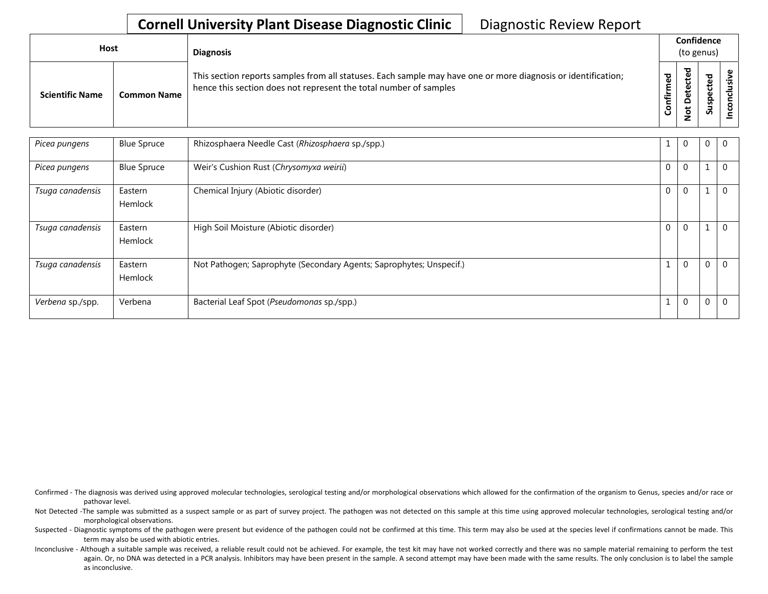## Cornell University Plant Disease Diagnostic Clinic

Diagnostic Review Report

| Host | | Diagnosis | Confidence (to genus) | | | |
|---|---|---|---|---|---|---|
| Scientific Name | Common Name | This section reports samples from all statuses. Each sample may have one or more diagnosis or identification; hence this section does not represent the total number of samples | Confirmed | Not Detected | Suspected | Inconclusive |
| *Picea pungens* | Blue Spruce | Rhizosphaera Needle Cast (*Rhizosphaera* sp./spp.) | 1 | 0 | 0 | 0 |
| *Picea pungens* | Blue Spruce | Weir's Cushion Rust (*Chrysomyxa weirii*) | 0 | 0 | 1 | 0 |
| *Tsuga canadensis* | Eastern Hemlock | Chemical Injury (Abiotic disorder) | 0 | 0 | 1 | 0 |
| *Tsuga canadensis* | Eastern Hemlock | High Soil Moisture (Abiotic disorder) | 0 | 0 | 1 | 0 |
| *Tsuga canadensis* | Eastern Hemlock | Not Pathogen; Saprophyte (Secondary Agents; Saprophytes; Unspecif.) | 1 | 0 | 0 | 0 |
| *Verbena* sp./spp. | Verbena | Bacterial Leaf Spot (*Pseudomonas* sp./spp.) | 1 | 0 | 0 | 0 |

Confirmed - The diagnosis was derived using approved molecular technologies, serological testing and/or morphological observations which allowed for the confirmation of the organism to Genus, species and/or race or pathovar level.

Not Detected -The sample was submitted as a suspect sample or as part of survey project. The pathogen was not detected on this sample at this time using approved molecular technologies, serological testing and/or morphological observations.

Suspected - Diagnostic symptoms of the pathogen were present but evidence of the pathogen could not be confirmed at this time. This term may also be used at the species level if confirmations cannot be made. This term may also be used with abiotic entries.

Inconclusive - Although a suitable sample was received, a reliable result could not be achieved. For example, the test kit may have not worked correctly and there was no sample material remaining to perform the test again. Or, no DNA was detected in a PCR analysis. Inhibitors may have been present in the sample. A second attempt may have been made with the same results. The only conclusion is to label the sample as inconclusive.